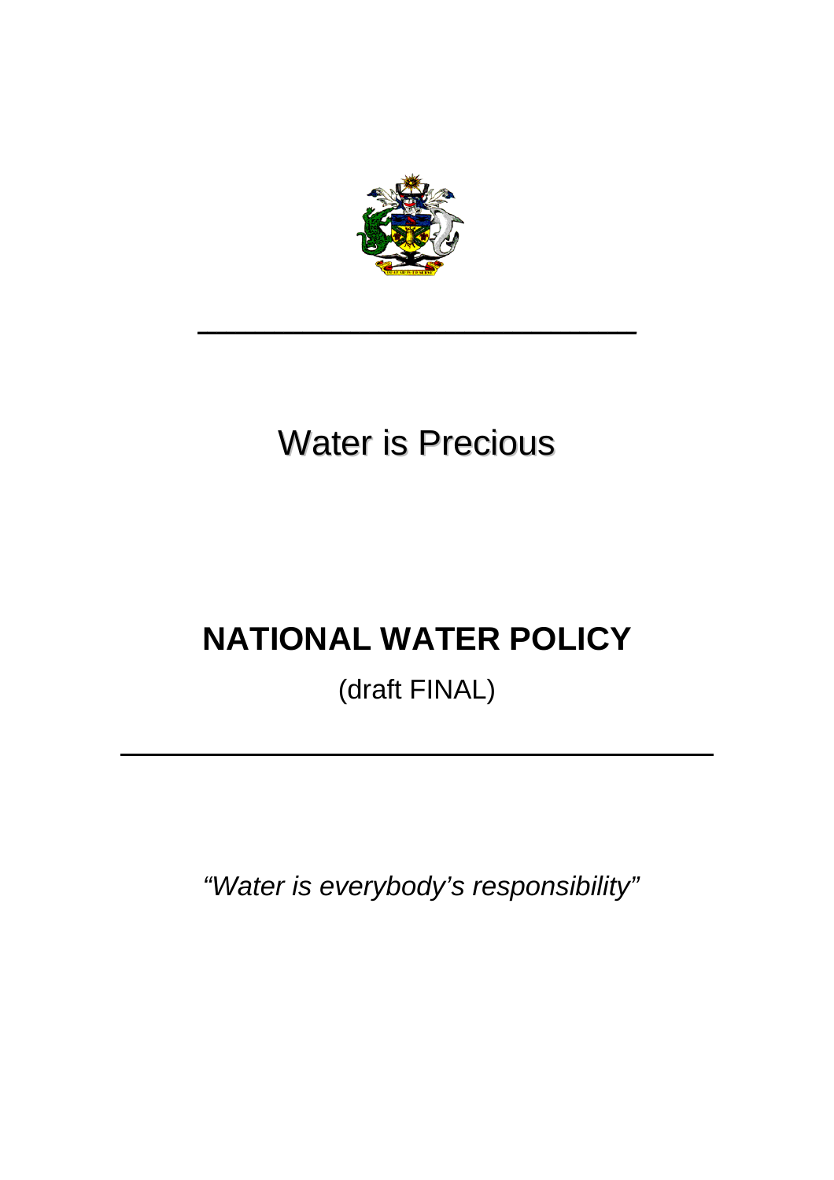Water is Precious

# NATIONAL WATER POLICY

(draft FINAL)

*"Water is everybody's responsibility"*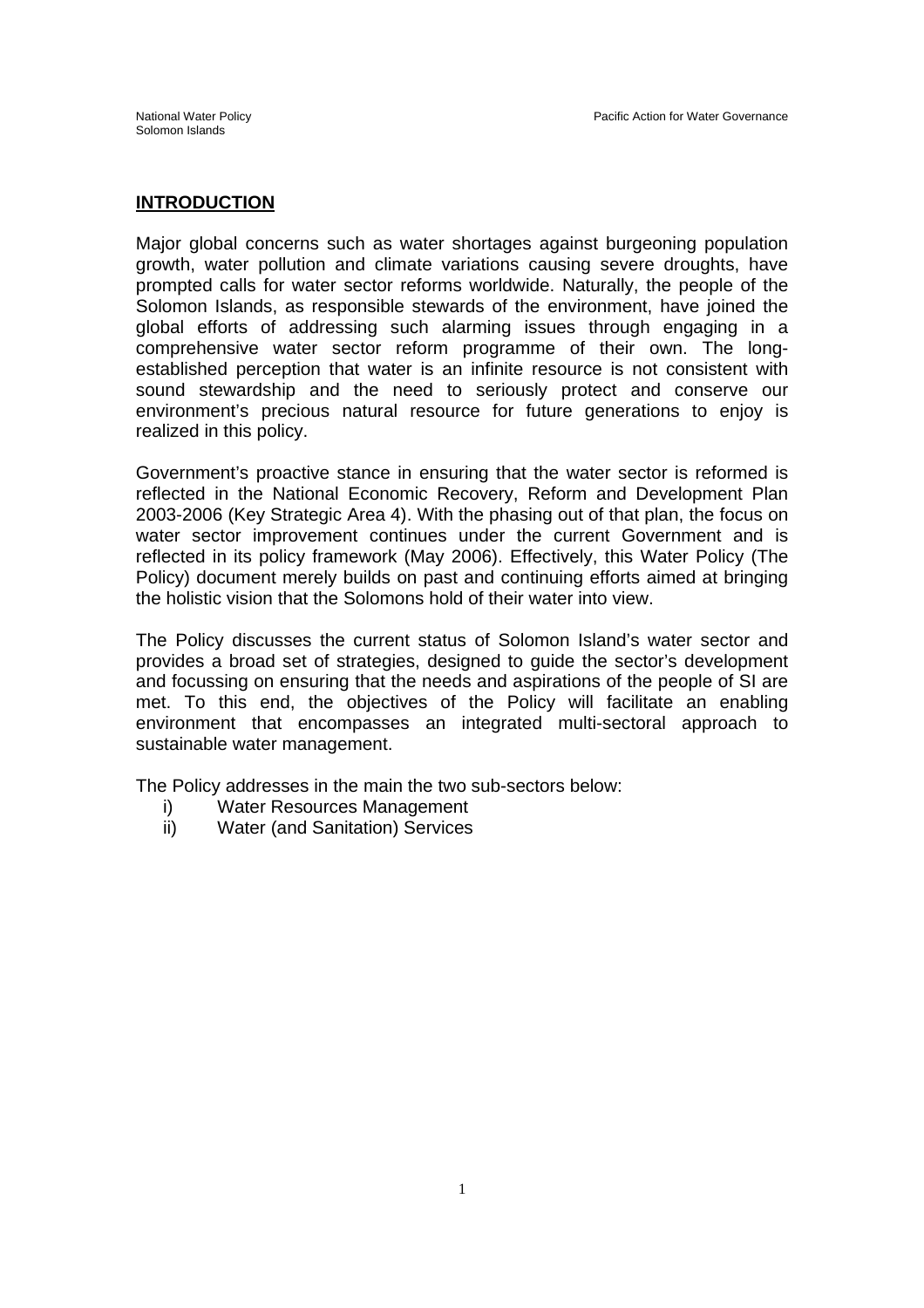## INTRODUCTION

Major global concerns such as water shortages against burgeoning population growth, water pollution and climate variations causing severe droughts, have prompted calls for water sector reforms worldwide. Naturally, the people of the Solomon Islands, as responsible stewards of the environment, have joined the global efforts of addressing such alarming issues through engaging in a comprehensive water sector reform programme of their own. The long-established perception that water is an infinite resource is not consistent with sound stewardship and the need to seriously protect and conserve our environment's precious natural resource for future generations to enjoy is realized in this policy.

Government's proactive stance in ensuring that the water sector is reformed is reflected in the National Economic Recovery, Reform and Development Plan 2003-2006 (Key Strategic Area 4). With the phasing out of that plan, the focus on water sector improvement continues under the current Government and is reflected in its policy framework (May 2006). Effectively, this Water Policy (The Policy) document merely builds on past and continuing efforts aimed at bringing the holistic vision that the Solomons hold of their water into view.

The Policy discusses the current status of Solomon Island's water sector and provides a broad set of strategies, designed to guide the sector's development and focussing on ensuring that the needs and aspirations of the people of SI are met. To this end, the objectives of the Policy will facilitate an enabling environment that encompasses an integrated multi-sectoral approach to sustainable water management.

The Policy addresses in the main the two sub-sectors below:

i) Water Resources Management
ii) Water (and Sanitation) Services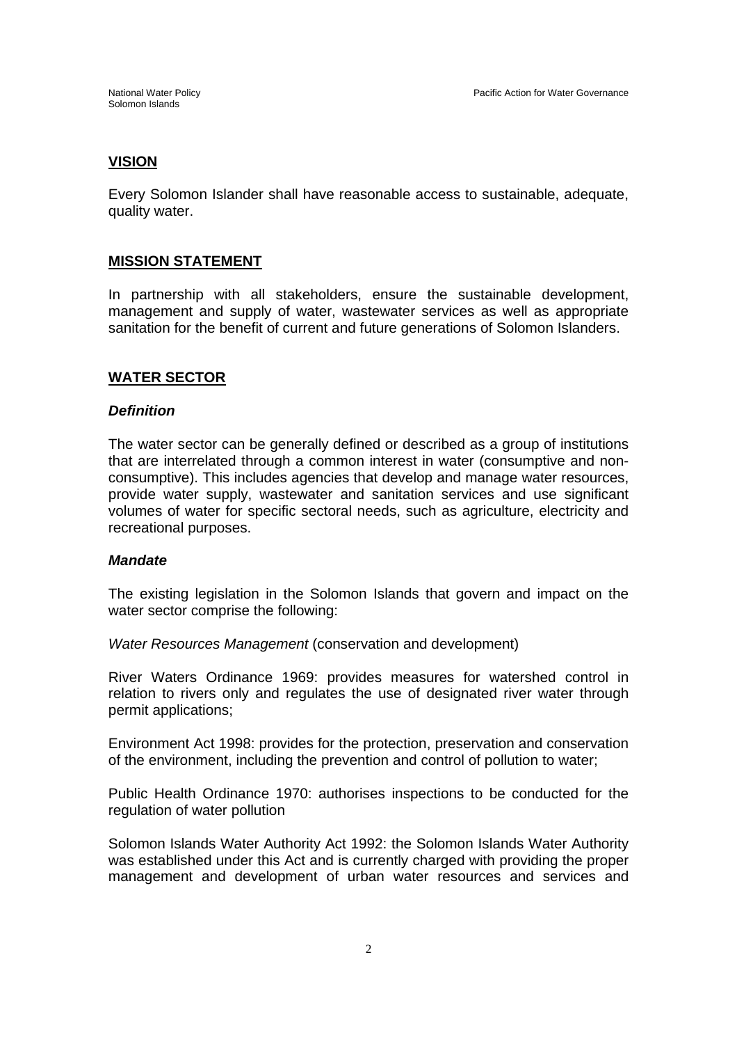## VISION

Every Solomon Islander shall have reasonable access to sustainable, adequate, quality water.

## MISSION STATEMENT

In partnership with all stakeholders, ensure the sustainable development, management and supply of water, wastewater services as well as appropriate sanitation for the benefit of current and future generations of Solomon Islanders.

## WATER SECTOR

### *Definition*

The water sector can be generally defined or described as a group of institutions that are interrelated through a common interest in water (consumptive and non-consumptive). This includes agencies that develop and manage water resources, provide water supply, wastewater and sanitation services and use significant volumes of water for specific sectoral needs, such as agriculture, electricity and recreational purposes.

### *Mandate*

The existing legislation in the Solomon Islands that govern and impact on the water sector comprise the following:

*Water Resources Management* (conservation and development)

River Waters Ordinance 1969: provides measures for watershed control in relation to rivers only and regulates the use of designated river water through permit applications;

Environment Act 1998: provides for the protection, preservation and conservation of the environment, including the prevention and control of pollution to water;

Public Health Ordinance 1970: authorises inspections to be conducted for the regulation of water pollution

Solomon Islands Water Authority Act 1992: the Solomon Islands Water Authority was established under this Act and is currently charged with providing the proper management and development of urban water resources and services and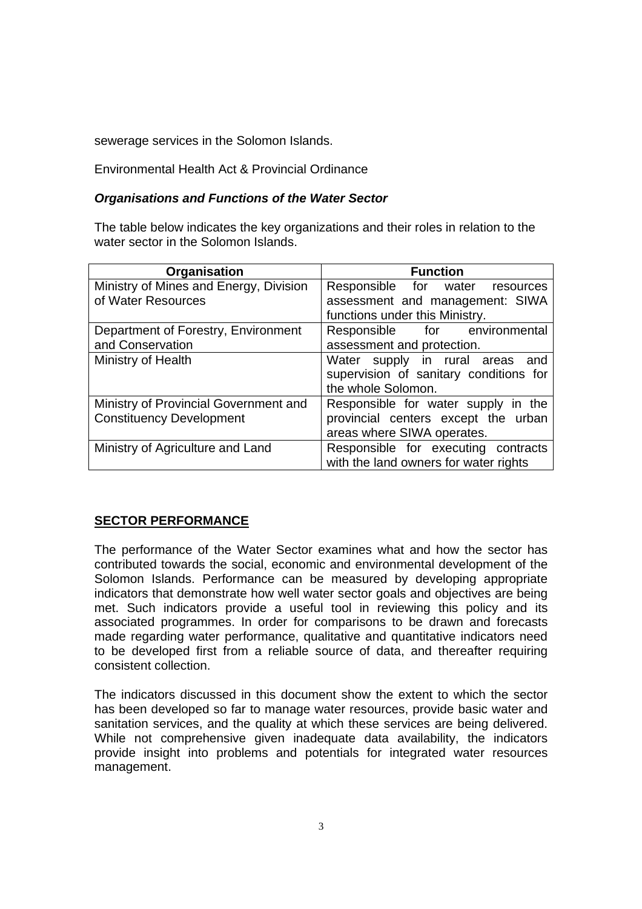sewerage services in the Solomon Islands.

Environmental Health Act & Provincial Ordinance

***Organisations and Functions of the Water Sector***

The table below indicates the key organizations and their roles in relation to the water sector in the Solomon Islands.

| Organisation | Function |
| --- | --- |
| Ministry of Mines and Energy, Division of Water Resources | Responsible for water resources assessment and management: SIWA functions under this Ministry. |
| Department of Forestry, Environment and Conservation | Responsible for environmental assessment and protection. |
| Ministry of Health | Water supply in rural areas and supervision of sanitary conditions for the whole Solomon. |
| Ministry of Provincial Government and Constituency Development | Responsible for water supply in the provincial centers except the urban areas where SIWA operates. |
| Ministry of Agriculture and Land | Responsible for executing contracts with the land owners for water rights |

## SECTOR PERFORMANCE

The performance of the Water Sector examines what and how the sector has contributed towards the social, economic and environmental development of the Solomon Islands. Performance can be measured by developing appropriate indicators that demonstrate how well water sector goals and objectives are being met. Such indicators provide a useful tool in reviewing this policy and its associated programmes. In order for comparisons to be drawn and forecasts made regarding water performance, qualitative and quantitative indicators need to be developed first from a reliable source of data, and thereafter requiring consistent collection.

The indicators discussed in this document show the extent to which the sector has been developed so far to manage water resources, provide basic water and sanitation services, and the quality at which these services are being delivered. While not comprehensive given inadequate data availability, the indicators provide insight into problems and potentials for integrated water resources management.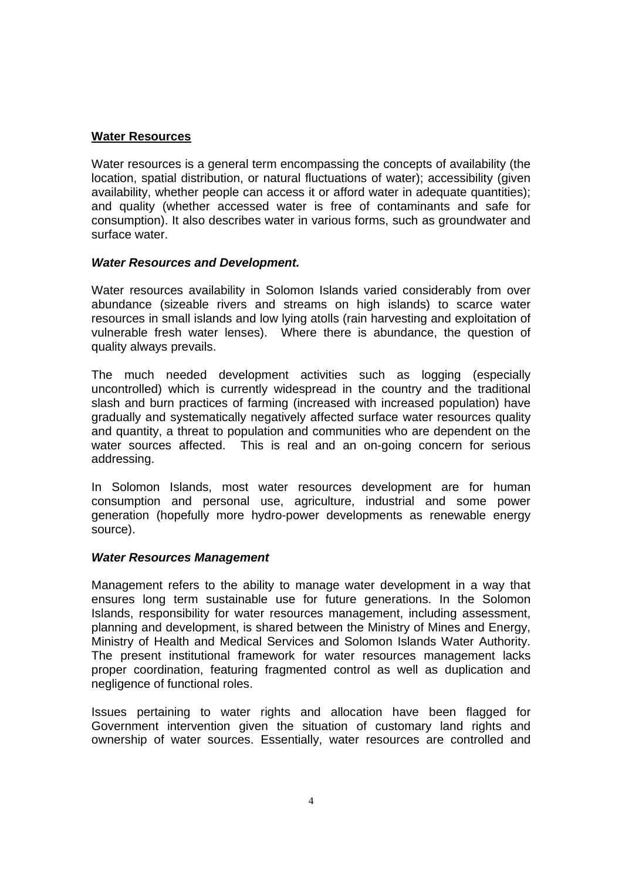## Water Resources

Water resources is a general term encompassing the concepts of availability (the location, spatial distribution, or natural fluctuations of water); accessibility (given availability, whether people can access it or afford water in adequate quantities); and quality (whether accessed water is free of contaminants and safe for consumption). It also describes water in various forms, such as groundwater and surface water.

### *Water Resources and Development.*

Water resources availability in Solomon Islands varied considerably from over abundance (sizeable rivers and streams on high islands) to scarce water resources in small islands and low lying atolls (rain harvesting and exploitation of vulnerable fresh water lenses). Where there is abundance, the question of quality always prevails.

The much needed development activities such as logging (especially uncontrolled) which is currently widespread in the country and the traditional slash and burn practices of farming (increased with increased population) have gradually and systematically negatively affected surface water resources quality and quantity, a threat to population and communities who are dependent on the water sources affected. This is real and an on-going concern for serious addressing.

In Solomon Islands, most water resources development are for human consumption and personal use, agriculture, industrial and some power generation (hopefully more hydro-power developments as renewable energy source).

### *Water Resources Management*

Management refers to the ability to manage water development in a way that ensures long term sustainable use for future generations. In the Solomon Islands, responsibility for water resources management, including assessment, planning and development, is shared between the Ministry of Mines and Energy, Ministry of Health and Medical Services and Solomon Islands Water Authority. The present institutional framework for water resources management lacks proper coordination, featuring fragmented control as well as duplication and negligence of functional roles.

Issues pertaining to water rights and allocation have been flagged for Government intervention given the situation of customary land rights and ownership of water sources. Essentially, water resources are controlled and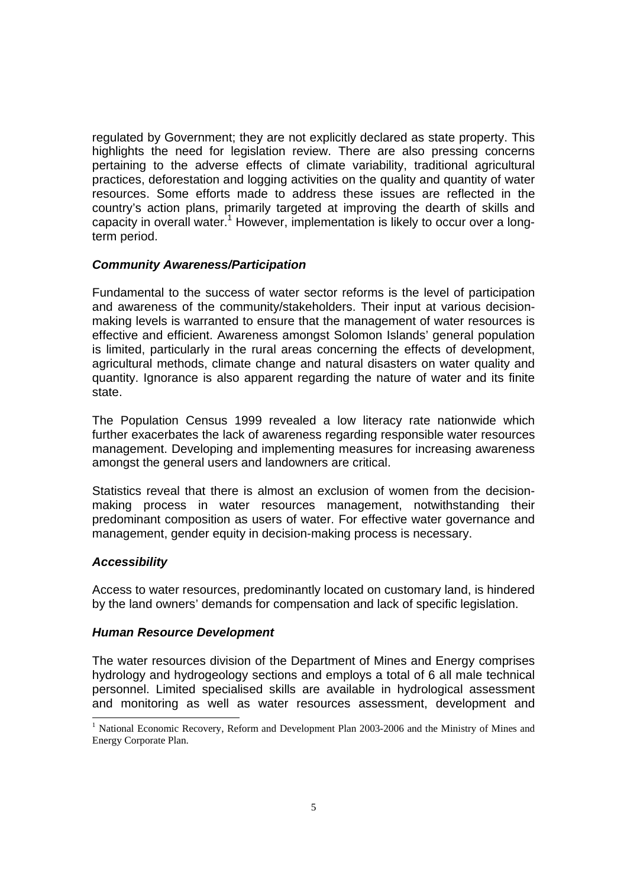regulated by Government; they are not explicitly declared as state property. This highlights the need for legislation review. There are also pressing concerns pertaining to the adverse effects of climate variability, traditional agricultural practices, deforestation and logging activities on the quality and quantity of water resources. Some efforts made to address these issues are reflected in the country's action plans, primarily targeted at improving the dearth of skills and capacity in overall water.[1] However, implementation is likely to occur over a long-term period.

### *Community Awareness/Participation*

Fundamental to the success of water sector reforms is the level of participation and awareness of the community/stakeholders. Their input at various decision-making levels is warranted to ensure that the management of water resources is effective and efficient. Awareness amongst Solomon Islands' general population is limited, particularly in the rural areas concerning the effects of development, agricultural methods, climate change and natural disasters on water quality and quantity. Ignorance is also apparent regarding the nature of water and its finite state.

The Population Census 1999 revealed a low literacy rate nationwide which further exacerbates the lack of awareness regarding responsible water resources management. Developing and implementing measures for increasing awareness amongst the general users and landowners are critical.

Statistics reveal that there is almost an exclusion of women from the decision-making process in water resources management, notwithstanding their predominant composition as users of water. For effective water governance and management, gender equity in decision-making process is necessary.

### *Accessibility*

Access to water resources, predominantly located on customary land, is hindered by the land owners' demands for compensation and lack of specific legislation.

### *Human Resource Development*

The water resources division of the Department of Mines and Energy comprises hydrology and hydrogeology sections and employs a total of 6 all male technical personnel. Limited specialised skills are available in hydrological assessment and monitoring as well as water resources assessment, development and

---

[1] National Economic Recovery, Reform and Development Plan 2003-2006 and the Ministry of Mines and Energy Corporate Plan.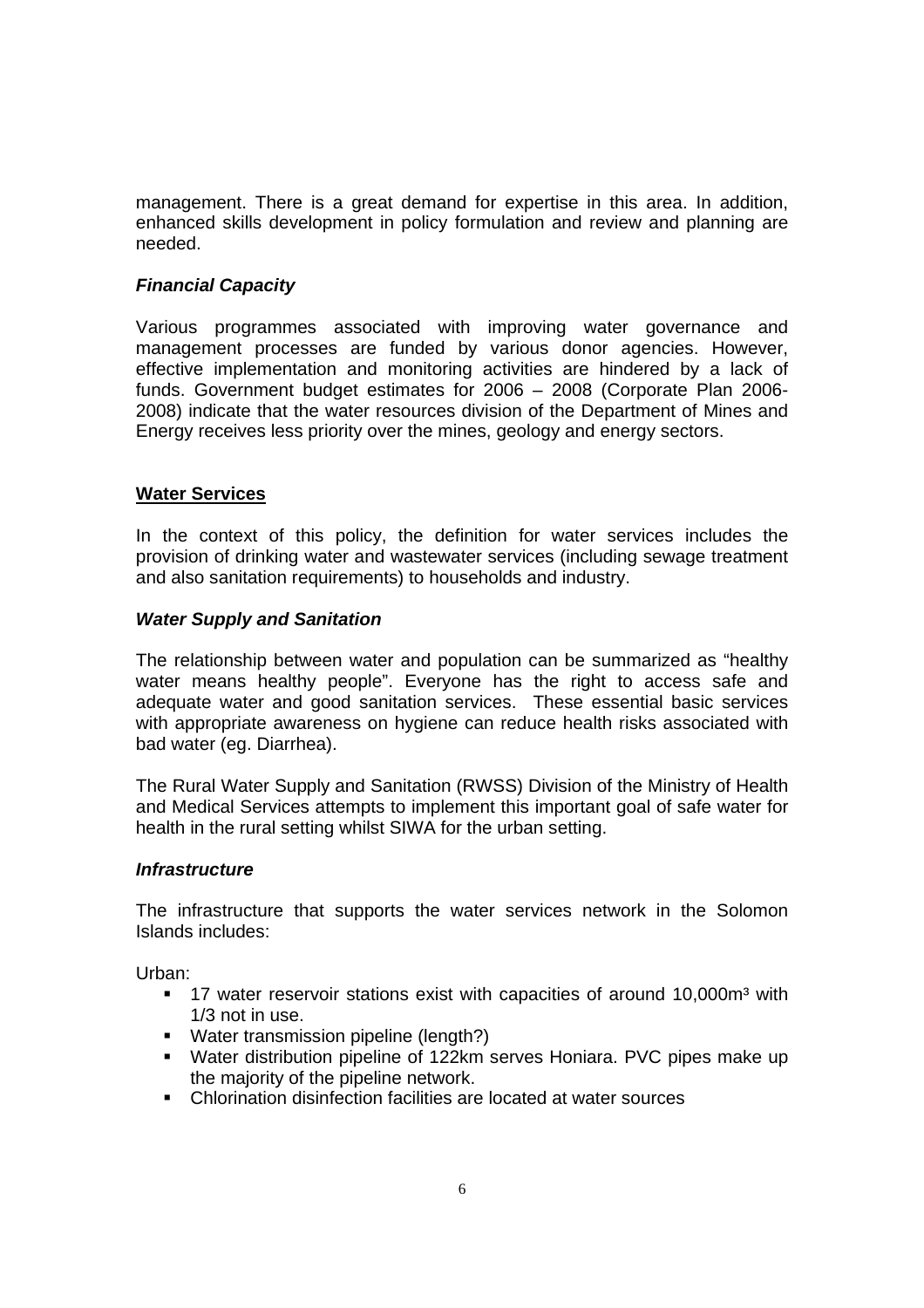management. There is a great demand for expertise in this area. In addition, enhanced skills development in policy formulation and review and planning are needed.

***Financial Capacity***

Various programmes associated with improving water governance and management processes are funded by various donor agencies. However, effective implementation and monitoring activities are hindered by a lack of funds. Government budget estimates for 2006 – 2008 (Corporate Plan 2006-2008) indicate that the water resources division of the Department of Mines and Energy receives less priority over the mines, geology and energy sectors.

## Water Services

In the context of this policy, the definition for water services includes the provision of drinking water and wastewater services (including sewage treatment and also sanitation requirements) to households and industry.

***Water Supply and Sanitation***

The relationship between water and population can be summarized as "healthy water means healthy people". Everyone has the right to access safe and adequate water and good sanitation services. These essential basic services with appropriate awareness on hygiene can reduce health risks associated with bad water (eg. Diarrhea).

The Rural Water Supply and Sanitation (RWSS) Division of the Ministry of Health and Medical Services attempts to implement this important goal of safe water for health in the rural setting whilst SIWA for the urban setting.

***Infrastructure***

The infrastructure that supports the water services network in the Solomon Islands includes:

Urban:

- 17 water reservoir stations exist with capacities of around 10,000m³ with 1/3 not in use.
- Water transmission pipeline (length?)
- Water distribution pipeline of 122km serves Honiara. PVC pipes make up the majority of the pipeline network.
- Chlorination disinfection facilities are located at water sources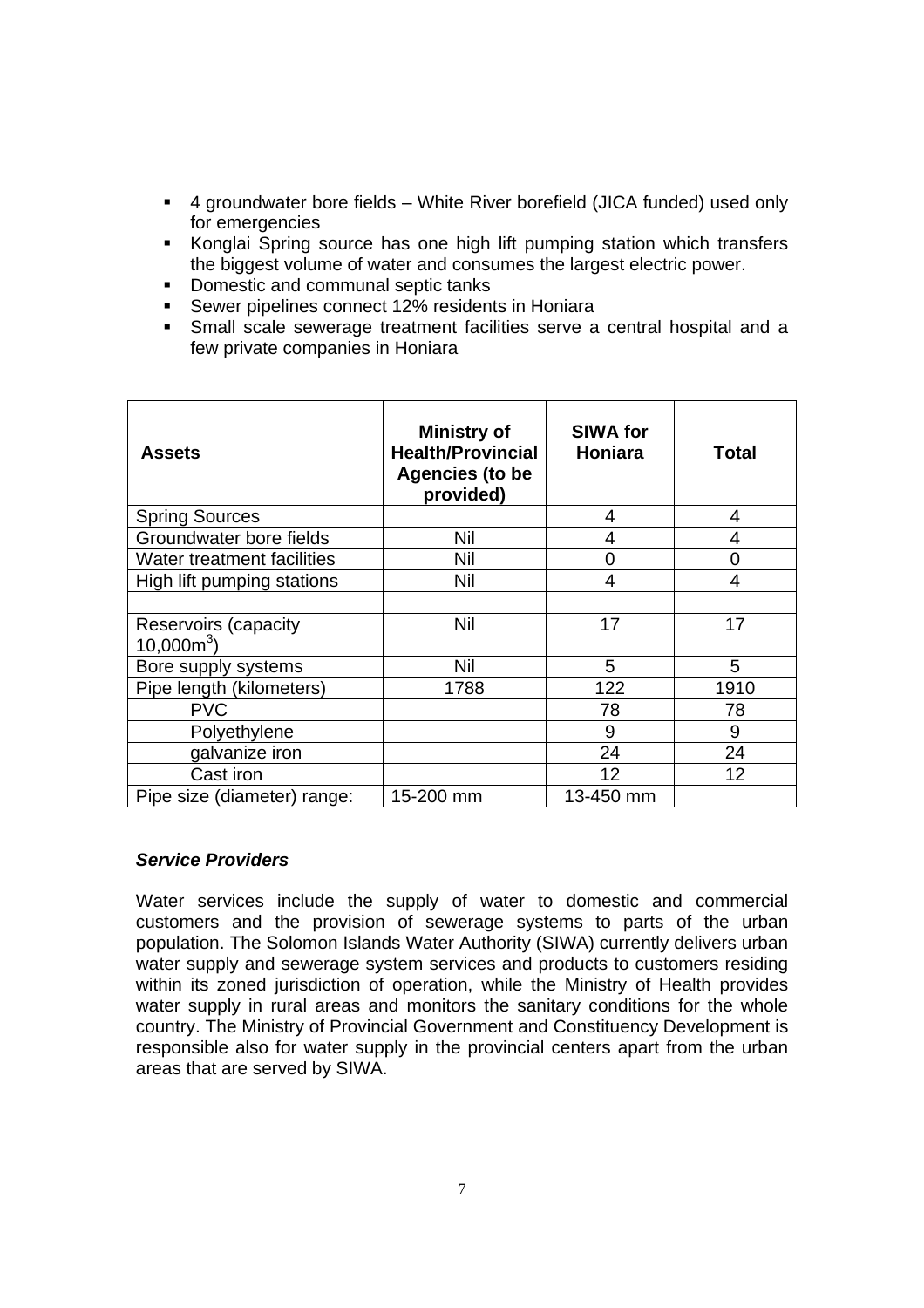- 4 groundwater bore fields – White River borefield (JICA funded) used only for emergencies
- Konglai Spring source has one high lift pumping station which transfers the biggest volume of water and consumes the largest electric power.
- Domestic and communal septic tanks
- Sewer pipelines connect 12% residents in Honiara
- Small scale sewerage treatment facilities serve a central hospital and a few private companies in Honiara

| Assets | Ministry of Health/Provincial Agencies (to be provided) | SIWA for Honiara | Total |
|---|---|---|---|
| Spring Sources | | 4 | 4 |
| Groundwater bore fields | Nil | 4 | 4 |
| Water treatment facilities | Nil | 0 | 0 |
| High lift pumping stations | Nil | 4 | 4 |
| | | | |
| Reservoirs (capacity 10,000$m^3$) | Nil | 17 | 17 |
| Bore supply systems | Nil | 5 | 5 |
| Pipe length (kilometers) | 1788 | 122 | 1910 |
| PVC | | 78 | 78 |
| Polyethylene | | 9 | 9 |
| galvanize iron | | 24 | 24 |
| Cast iron | | 12 | 12 |
| Pipe size (diameter) range: | 15-200 mm | 13-450 mm | |

***Service Providers***

Water services include the supply of water to domestic and commercial customers and the provision of sewerage systems to parts of the urban population. The Solomon Islands Water Authority (SIWA) currently delivers urban water supply and sewerage system services and products to customers residing within its zoned jurisdiction of operation, while the Ministry of Health provides water supply in rural areas and monitors the sanitary conditions for the whole country. The Ministry of Provincial Government and Constituency Development is responsible also for water supply in the provincial centers apart from the urban areas that are served by SIWA.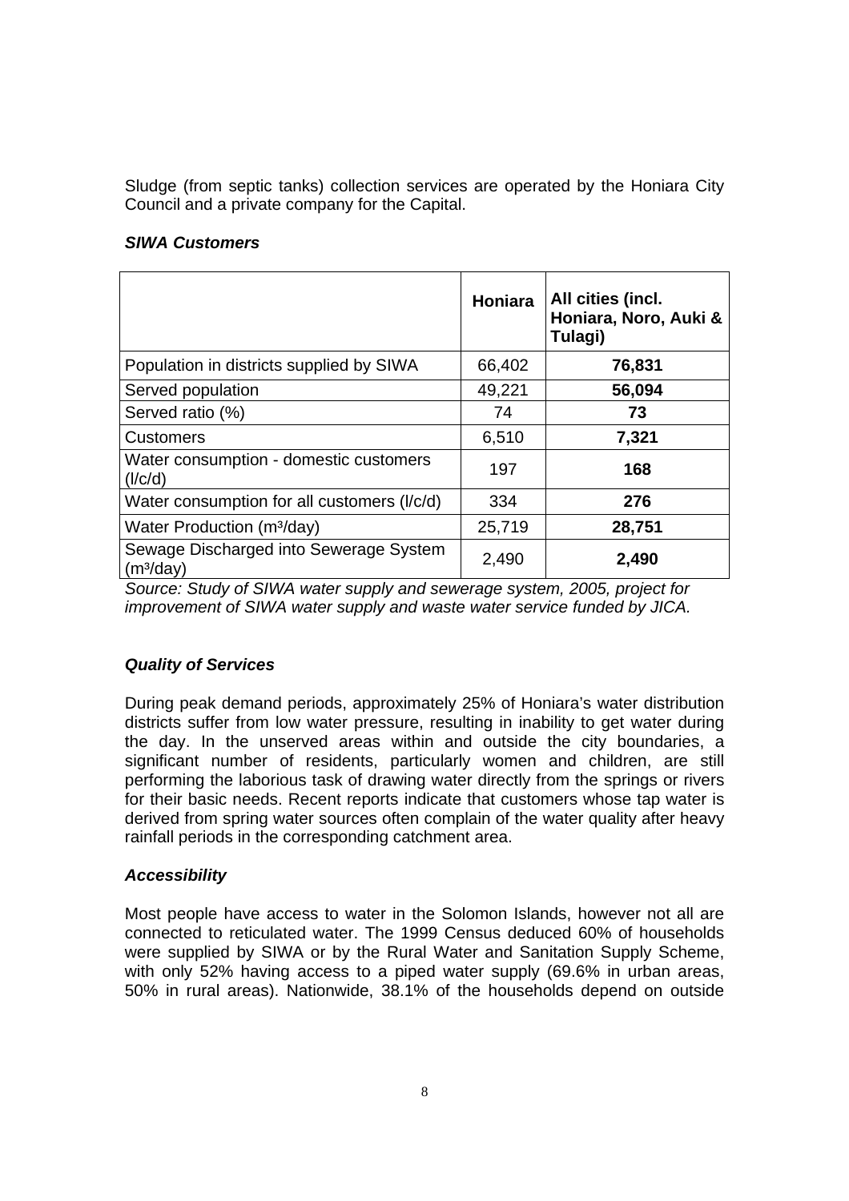Sludge (from septic tanks) collection services are operated by the Honiara City Council and a private company for the Capital.

***SIWA Customers***

| | **Honiara** | **All cities (incl. Honiara, Noro, Auki & Tulagi)** |
|---|---|---|
| Population in districts supplied by SIWA | 66,402 | **76,831** |
| Served population | 49,221 | **56,094** |
| Served ratio (%) | 74 | **73** |
| Customers | 6,510 | **7,321** |
| Water consumption - domestic customers (l/c/d) | 197 | **168** |
| Water consumption for all customers (l/c/d) | 334 | **276** |
| Water Production ($m^3$/day) | 25,719 | **28,751** |
| Sewage Discharged into Sewerage System ($m^3$/day) | 2,490 | **2,490** |

*Source: Study of SIWA water supply and sewerage system, 2005, project for improvement of SIWA water supply and waste water service funded by JICA.*

***Quality of Services***

During peak demand periods, approximately 25% of Honiara's water distribution districts suffer from low water pressure, resulting in inability to get water during the day. In the unserved areas within and outside the city boundaries, a significant number of residents, particularly women and children, are still performing the laborious task of drawing water directly from the springs or rivers for their basic needs. Recent reports indicate that customers whose tap water is derived from spring water sources often complain of the water quality after heavy rainfall periods in the corresponding catchment area.

***Accessibility***

Most people have access to water in the Solomon Islands, however not all are connected to reticulated water. The 1999 Census deduced 60% of households were supplied by SIWA or by the Rural Water and Sanitation Supply Scheme, with only 52% having access to a piped water supply (69.6% in urban areas, 50% in rural areas). Nationwide, 38.1% of the households depend on outside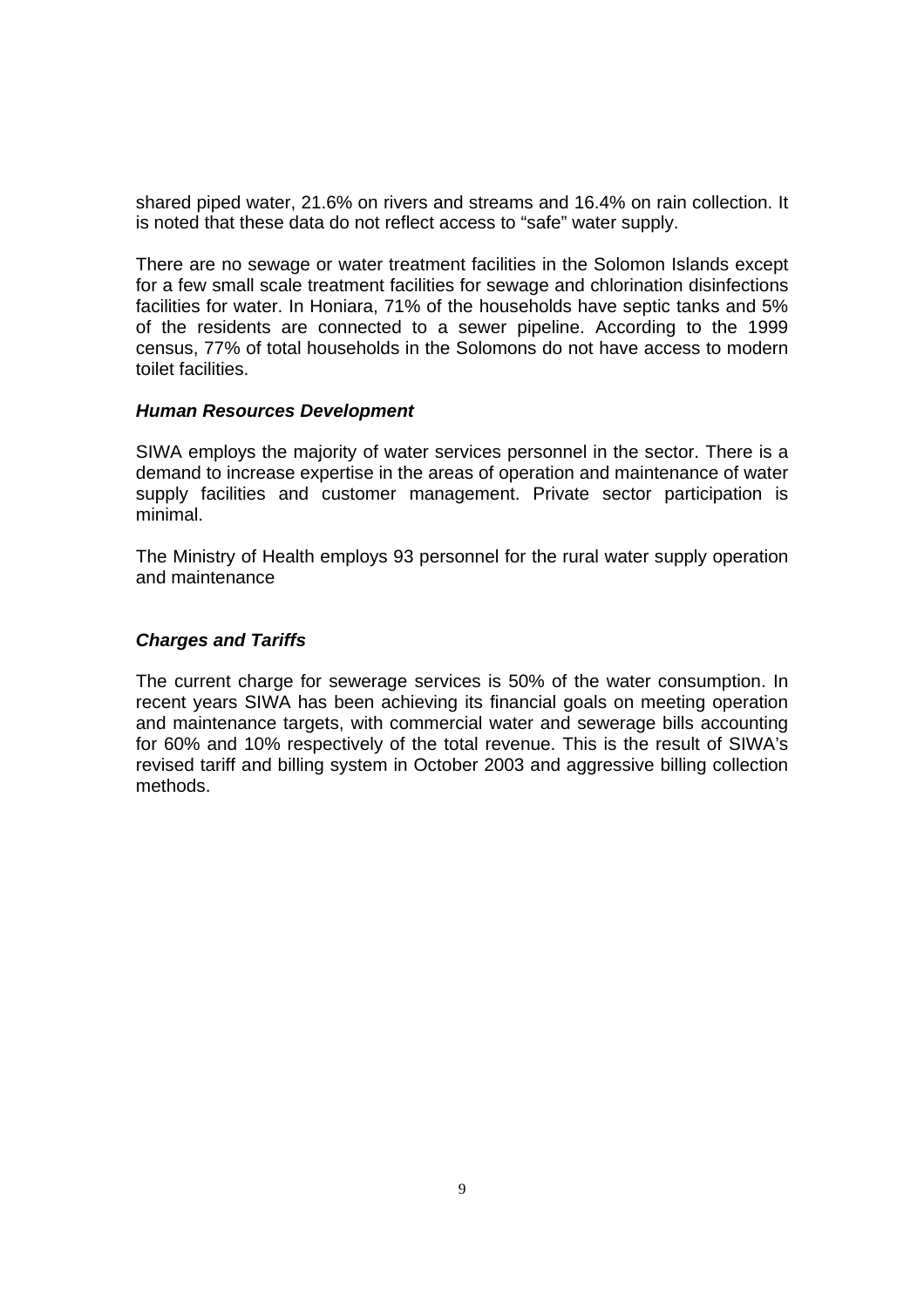shared piped water, 21.6% on rivers and streams and 16.4% on rain collection. It is noted that these data do not reflect access to "safe" water supply.

There are no sewage or water treatment facilities in the Solomon Islands except for a few small scale treatment facilities for sewage and chlorination disinfections facilities for water. In Honiara, 71% of the households have septic tanks and 5% of the residents are connected to a sewer pipeline. According to the 1999 census, 77% of total households in the Solomons do not have access to modern toilet facilities.

### *Human Resources Development*

SIWA employs the majority of water services personnel in the sector. There is a demand to increase expertise in the areas of operation and maintenance of water supply facilities and customer management. Private sector participation is minimal.

The Ministry of Health employs 93 personnel for the rural water supply operation and maintenance

### *Charges and Tariffs*

The current charge for sewerage services is 50% of the water consumption. In recent years SIWA has been achieving its financial goals on meeting operation and maintenance targets, with commercial water and sewerage bills accounting for 60% and 10% respectively of the total revenue. This is the result of SIWA's revised tariff and billing system in October 2003 and aggressive billing collection methods.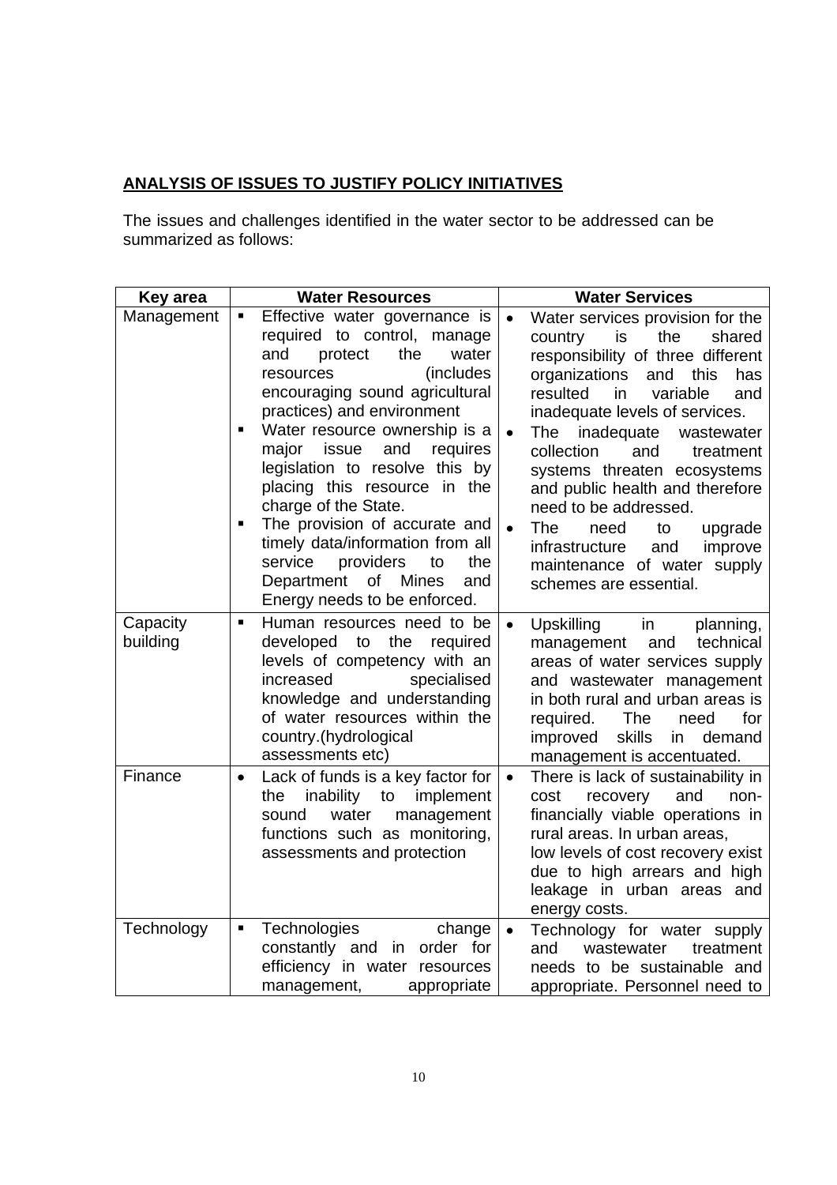## ANALYSIS OF ISSUES TO JUSTIFY POLICY INITIATIVES

The issues and challenges identified in the water sector to be addressed can be summarized as follows:

| Key area | Water Resources | Water Services |
|---|---|---|
| Management | ▪ Effective water governance is required to control, manage and protect the water resources (includes encouraging sound agricultural practices) and environment<br>▪ Water resource ownership is a major issue and requires legislation to resolve this by placing this resource in the charge of the State.<br>▪ The provision of accurate and timely data/information from all service providers to the Department of Mines and Energy needs to be enforced. | • Water services provision for the country is the shared responsibility of three different organizations and this has resulted in variable and inadequate levels of services.<br>• The inadequate wastewater collection and treatment systems threaten ecosystems and public health and therefore need to be addressed.<br>• The need to upgrade infrastructure and improve maintenance of water supply schemes are essential. |
| Capacity building | ▪ Human resources need to be developed to the required levels of competency with an increased specialised knowledge and understanding of water resources within the country.(hydrological assessments etc) | • Upskilling in planning, management and technical areas of water services supply and wastewater management in both rural and urban areas is required. The need for improved skills in demand management is accentuated. |
| Finance | • Lack of funds is a key factor for the inability to implement sound water management functions such as monitoring, assessments and protection | • There is lack of sustainability in cost recovery and non-financially viable operations in rural areas. In urban areas, low levels of cost recovery exist due to high arrears and high leakage in urban areas and energy costs. |
| Technology | ▪ Technologies change constantly and in order for efficiency in water resources management, appropriate | • Technology for water supply and wastewater treatment needs to be sustainable and appropriate. Personnel need to |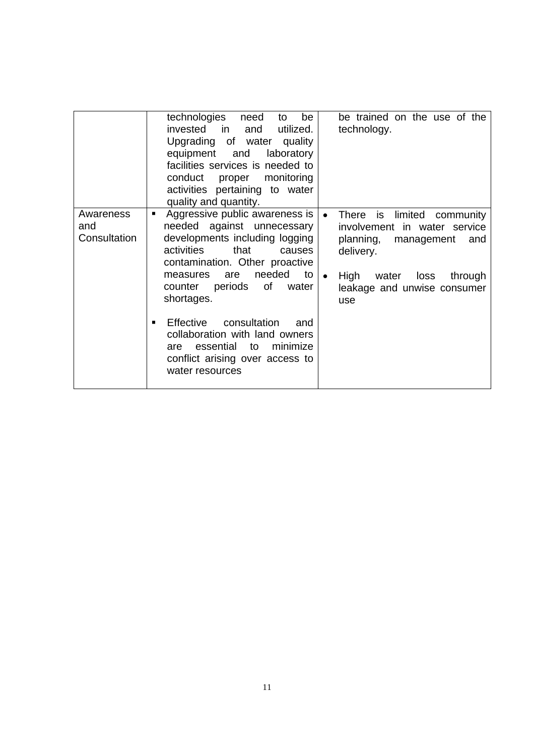| | | |
|---|---|---|
| | technologies need to be invested in and utilized. Upgrading of water quality equipment and laboratory facilities services is needed to conduct proper monitoring activities pertaining to water quality and quantity. | be trained on the use of the technology. |
| Awareness and Consultation | ▪ Aggressive public awareness is needed against unnecessary developments including logging activities that causes contamination. Other proactive measures are needed to counter periods of water shortages.<br><br>▪ Effective consultation and collaboration with land owners are essential to minimize conflict arising over access to water resources | • There is limited community involvement in water service planning, management and delivery.<br><br>• High water loss through leakage and unwise consumer use |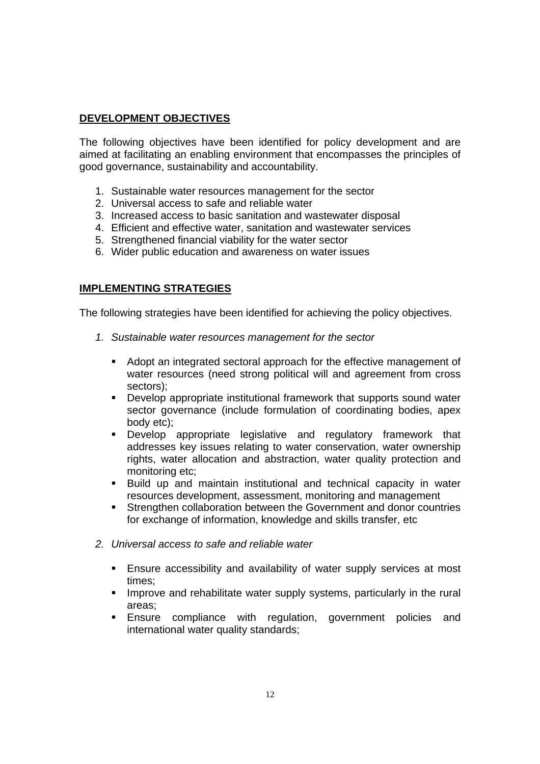## **DEVELOPMENT OBJECTIVES**

The following objectives have been identified for policy development and are aimed at facilitating an enabling environment that encompasses the principles of good governance, sustainability and accountability.

1. Sustainable water resources management for the sector
2. Universal access to safe and reliable water
3. Increased access to basic sanitation and wastewater disposal
4. Efficient and effective water, sanitation and wastewater services
5. Strengthened financial viability for the water sector
6. Wider public education and awareness on water issues

## **IMPLEMENTING STRATEGIES**

The following strategies have been identified for achieving the policy objectives.

1. *Sustainable water resources management for the sector*

    - Adopt an integrated sectoral approach for the effective management of water resources (need strong political will and agreement from cross sectors);
    - Develop appropriate institutional framework that supports sound water sector governance (include formulation of coordinating bodies, apex body etc);
    - Develop appropriate legislative and regulatory framework that addresses key issues relating to water conservation, water ownership rights, water allocation and abstraction, water quality protection and monitoring etc;
    - Build up and maintain institutional and technical capacity in water resources development, assessment, monitoring and management
    - Strengthen collaboration between the Government and donor countries for exchange of information, knowledge and skills transfer, etc

2. *Universal access to safe and reliable water*

    - Ensure accessibility and availability of water supply services at most times;
    - Improve and rehabilitate water supply systems, particularly in the rural areas;
    - Ensure compliance with regulation, government policies and international water quality standards;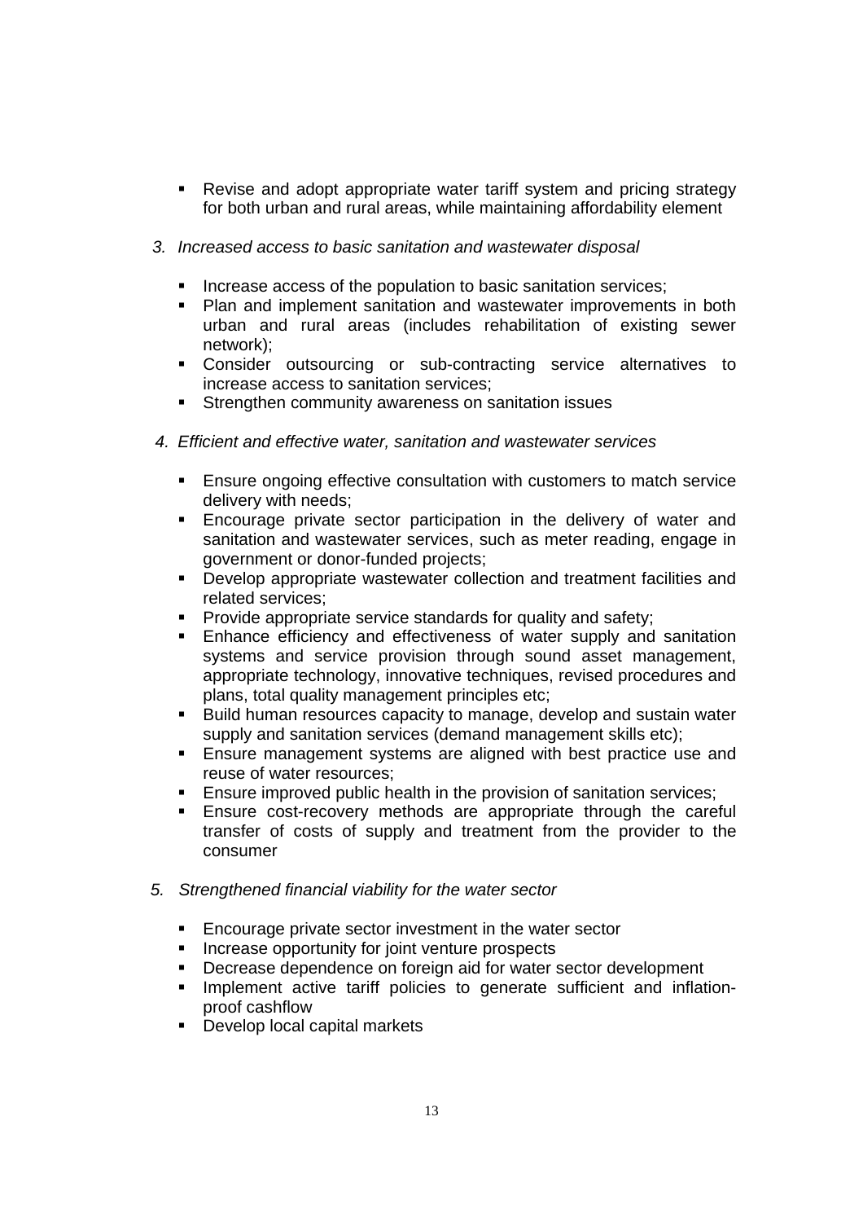- Revise and adopt appropriate water tariff system and pricing strategy for both urban and rural areas, while maintaining affordability element

3. *Increased access to basic sanitation and wastewater disposal*

    - Increase access of the population to basic sanitation services;
    - Plan and implement sanitation and wastewater improvements in both urban and rural areas (includes rehabilitation of existing sewer network);
    - Consider outsourcing or sub-contracting service alternatives to increase access to sanitation services;
    - Strengthen community awareness on sanitation issues

4. *Efficient and effective water, sanitation and wastewater services*

    - Ensure ongoing effective consultation with customers to match service delivery with needs;
    - Encourage private sector participation in the delivery of water and sanitation and wastewater services, such as meter reading, engage in government or donor-funded projects;
    - Develop appropriate wastewater collection and treatment facilities and related services;
    - Provide appropriate service standards for quality and safety;
    - Enhance efficiency and effectiveness of water supply and sanitation systems and service provision through sound asset management, appropriate technology, innovative techniques, revised procedures and plans, total quality management principles etc;
    - Build human resources capacity to manage, develop and sustain water supply and sanitation services (demand management skills etc);
    - Ensure management systems are aligned with best practice use and reuse of water resources;
    - Ensure improved public health in the provision of sanitation services;
    - Ensure cost-recovery methods are appropriate through the careful transfer of costs of supply and treatment from the provider to the consumer

5. *Strengthened financial viability for the water sector*

    - Encourage private sector investment in the water sector
    - Increase opportunity for joint venture prospects
    - Decrease dependence on foreign aid for water sector development
    - Implement active tariff policies to generate sufficient and inflation-proof cashflow
    - Develop local capital markets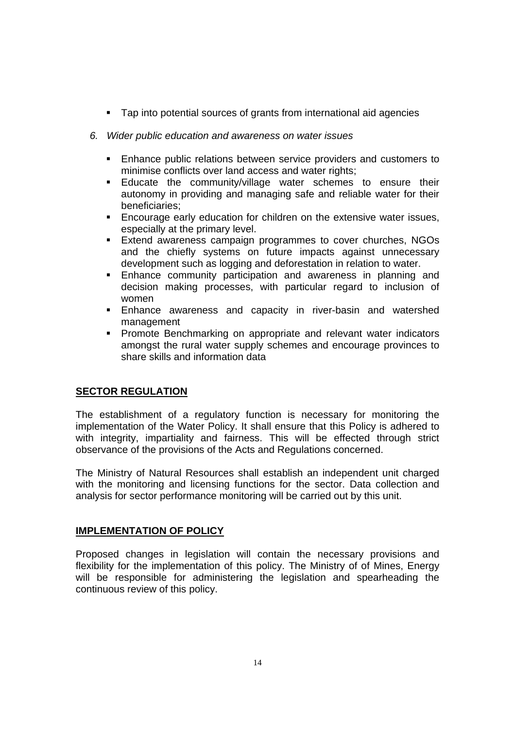- Tap into potential sources of grants from international aid agencies

6. *Wider public education and awareness on water issues*

   - Enhance public relations between service providers and customers to minimise conflicts over land access and water rights;
   - Educate the community/village water schemes to ensure their autonomy in providing and managing safe and reliable water for their beneficiaries;
   - Encourage early education for children on the extensive water issues, especially at the primary level.
   - Extend awareness campaign programmes to cover churches, NGOs and the chiefly systems on future impacts against unnecessary development such as logging and deforestation in relation to water.
   - Enhance community participation and awareness in planning and decision making processes, with particular regard to inclusion of women
   - Enhance awareness and capacity in river-basin and watershed management
   - Promote Benchmarking on appropriate and relevant water indicators amongst the rural water supply schemes and encourage provinces to share skills and information data

## SECTOR REGULATION

The establishment of a regulatory function is necessary for monitoring the implementation of the Water Policy. It shall ensure that this Policy is adhered to with integrity, impartiality and fairness. This will be effected through strict observance of the provisions of the Acts and Regulations concerned.

The Ministry of Natural Resources shall establish an independent unit charged with the monitoring and licensing functions for the sector. Data collection and analysis for sector performance monitoring will be carried out by this unit.

## IMPLEMENTATION OF POLICY

Proposed changes in legislation will contain the necessary provisions and flexibility for the implementation of this policy. The Ministry of of Mines, Energy will be responsible for administering the legislation and spearheading the continuous review of this policy.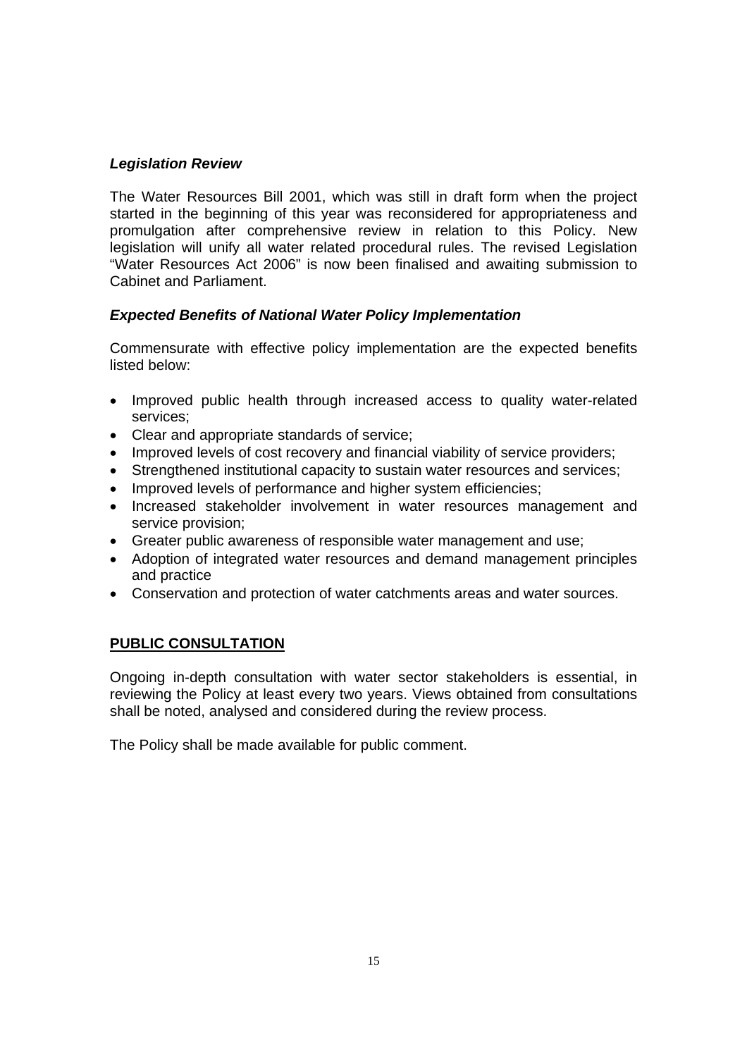### *Legislation Review*

The Water Resources Bill 2001, which was still in draft form when the project started in the beginning of this year was reconsidered for appropriateness and promulgation after comprehensive review in relation to this Policy. New legislation will unify all water related procedural rules. The revised Legislation "Water Resources Act 2006" is now been finalised and awaiting submission to Cabinet and Parliament.

### *Expected Benefits of National Water Policy Implementation*

Commensurate with effective policy implementation are the expected benefits listed below:

- Improved public health through increased access to quality water-related services;
- Clear and appropriate standards of service;
- Improved levels of cost recovery and financial viability of service providers;
- Strengthened institutional capacity to sustain water resources and services;
- Improved levels of performance and higher system efficiencies;
- Increased stakeholder involvement in water resources management and service provision;
- Greater public awareness of responsible water management and use;
- Adoption of integrated water resources and demand management principles and practice
- Conservation and protection of water catchments areas and water sources.

## PUBLIC CONSULTATION

Ongoing in-depth consultation with water sector stakeholders is essential, in reviewing the Policy at least every two years. Views obtained from consultations shall be noted, analysed and considered during the review process.

The Policy shall be made available for public comment.